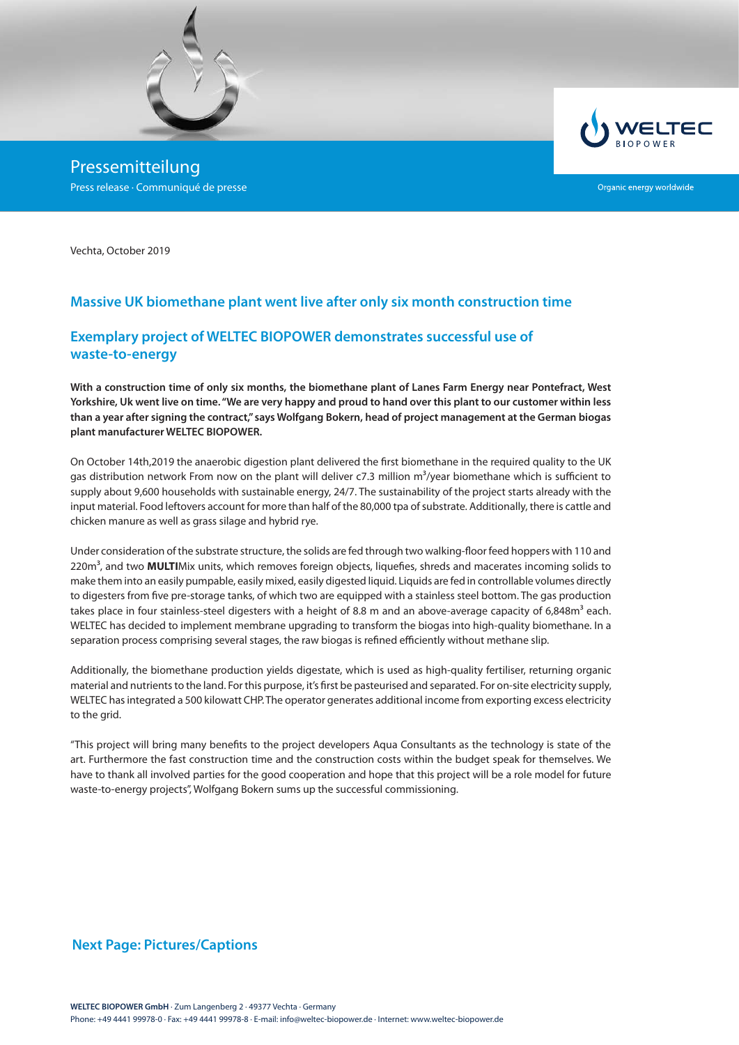Pressemitteilung

Press release · Communiqué de presse

Organic energy worldwide

Vechta, October 2019

## Massive UK biomethane plant went live after only six month construction time

## Exemplary project of WELTEC BIOPOWER demonstrates successful use of waste-to-energy

**With a construction time of only six months, the biomethane plant of Lanes Farm Energy near Pontefract, West Yorkshire, Uk went live on time. "We are very happy and proud to hand over this plant to our customer within less than a year after signing the contract," says Wolfgang Bokern, head of project management at the German biogas plant manufacturer WELTEC BIOPOWER.**

On October 14th,2019 the anaerobic digestion plant delivered the first biomethane in the required quality to the UK gas distribution network From now on the plant will deliver c7.3 million $m^3$/year biomethane which is sufficient to supply about 9,600 households with sustainable energy, 24/7. The sustainability of the project starts already with the input material. Food leftovers account for more than half of the 80,000 tpa of substrate. Additionally, there is cattle and chicken manure as well as grass silage and hybrid rye.

Under consideration of the substrate structure, the solids are fed through two walking-floor feed hoppers with 110 and 220$m^3$, and two **MULTI**Mix units, which removes foreign objects, liquefies, shreds and macerates incoming solids to make them into an easily pumpable, easily mixed, easily digested liquid. Liquids are fed in controllable volumes directly to digesters from five pre-storage tanks, of which two are equipped with a stainless steel bottom. The gas production takes place in four stainless-steel digesters with a height of 8.8 m and an above-average capacity of 6,848$m^3$ each. WELTEC has decided to implement membrane upgrading to transform the biogas into high-quality biomethane. In a separation process comprising several stages, the raw biogas is refined efficiently without methane slip.

Additionally, the biomethane production yields digestate, which is used as high-quality fertiliser, returning organic material and nutrients to the land. For this purpose, it's first be pasteurised and separated. For on-site electricity supply, WELTEC has integrated a 500 kilowatt CHP. The operator generates additional income from exporting excess electricity to the grid.

"This project will bring many benefits to the project developers Aqua Consultants as the technology is state of the art. Furthermore the fast construction time and the construction costs within the budget speak for themselves. We have to thank all involved parties for the good cooperation and hope that this project will be a role model for future waste-to-energy projects", Wolfgang Bokern sums up the successful commissioning.

## Next Page: Pictures/Captions

**WELTEC BIOPOWER GmbH** · Zum Langenberg 2 · 49377 Vechta · Germany
Phone: +49 4441 99978-0 · Fax: +49 4441 99978-8 · E-mail: info@weltec-biopower.de · Internet: www.weltec-biopower.de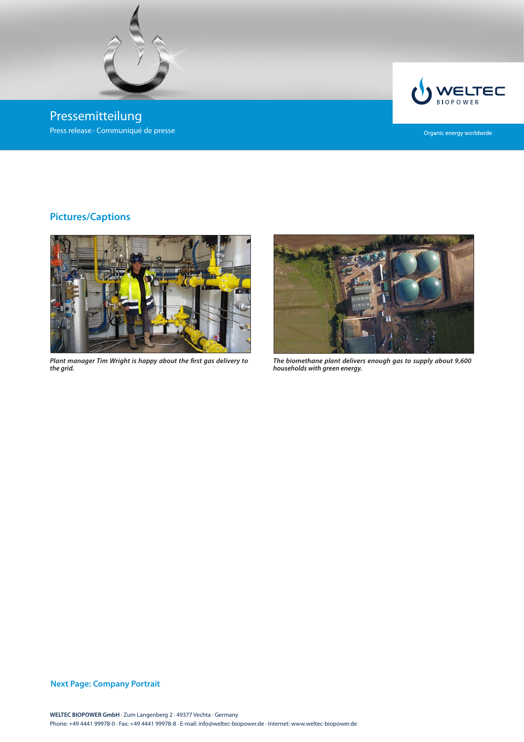# Pressemitteilung

Press release · Communiqué de presse

## Pictures/Captions

***Plant manager Tim Wright is happy about the first gas delivery to the grid.***

***The biomethane plant delivers enough gas to supply about 9,600 households with green energy.***

**Next Page: Company Portrait**

**WELTEC BIOPOWER GmbH** · Zum Langenberg 2 · 49377 Vechta · Germany
Phone: +49 4441 99978-0 · Fax: +49 4441 99978-8 · E-mail: info@weltec-biopower.de · Internet: www.weltec-biopower.de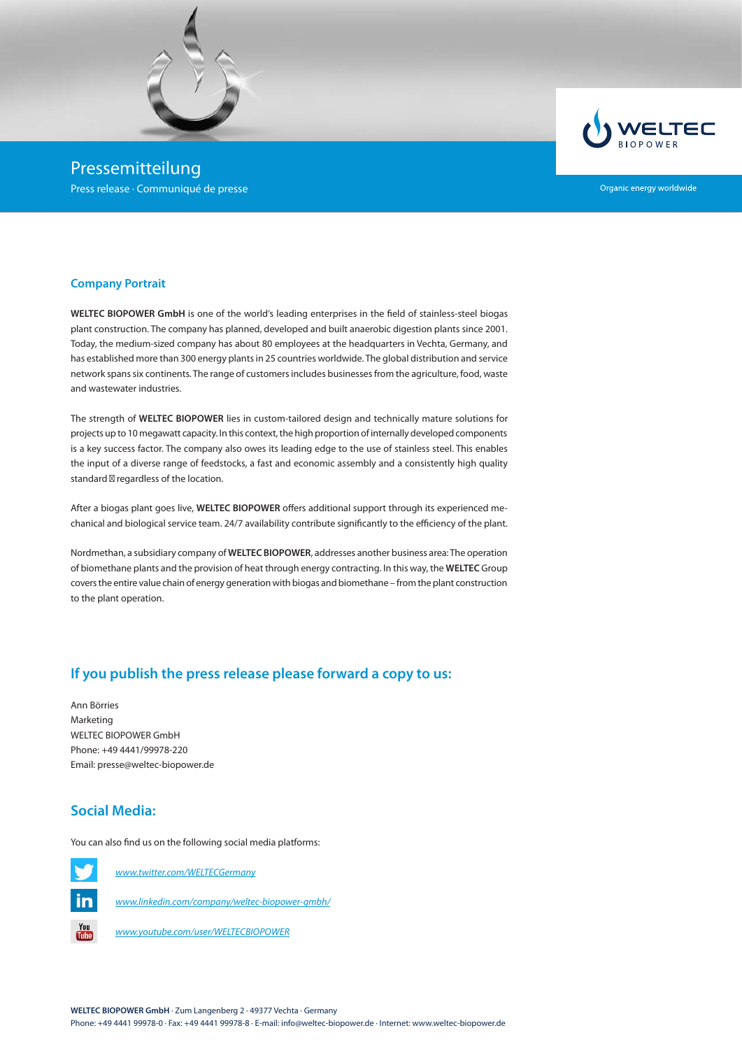# Pressemitteilung

Press release · Communiqué de presse

Organic energy worldwide

## Company Portrait

**WELTEC BIOPOWER GmbH** is one of the world's leading enterprises in the field of stainless-steel biogas plant construction. The company has planned, developed and built anaerobic digestion plants since 2001. Today, the medium-sized company has about 80 employees at the headquarters in Vechta, Germany, and has established more than 300 energy plants in 25 countries worldwide. The global distribution and service network spans six continents. The range of customers includes businesses from the agriculture, food, waste and wastewater industries.

The strength of **WELTEC BIOPOWER** lies in custom-tailored design and technically mature solutions for projects up to 10 megawatt capacity. In this context, the high proportion of internally developed components is a key success factor. The company also owes its leading edge to the use of stainless steel. This enables the input of a diverse range of feedstocks, a fast and economic assembly and a consistently high quality standard  regardless of the location.

After a biogas plant goes live, **WELTEC BIOPOWER** offers additional support through its experienced mechanical and biological service team. 24/7 availability contribute significantly to the efficiency of the plant.

Nordmethan, a subsidiary company of **WELTEC BIOPOWER**, addresses another business area: The operation of biomethane plants and the provision of heat through energy contracting. In this way, the **WELTEC** Group covers the entire value chain of energy generation with biogas and biomethane – from the plant construction to the plant operation.

## If you publish the press release please forward a copy to us:

Ann Börries
Marketing
WELTEC BIOPOWER GmbH
Phone: +49 4441/99978-220
Email: presse@weltec-biopower.de

## Social Media:

You can also find us on the following social media platforms:

*www.twitter.com/WELTECGermany*

*www.linkedin.com/company/weltec-biopower-gmbh/*

*www.youtube.com/user/WELTECBIOPOWER*

**WELTEC BIOPOWER GmbH** · Zum Langenberg 2 · 49377 Vechta · Germany
Phone: +49 4441 99978-0 · Fax: +49 4441 99978-8 · E-mail: info@weltec-biopower.de · Internet: www.weltec-biopower.de